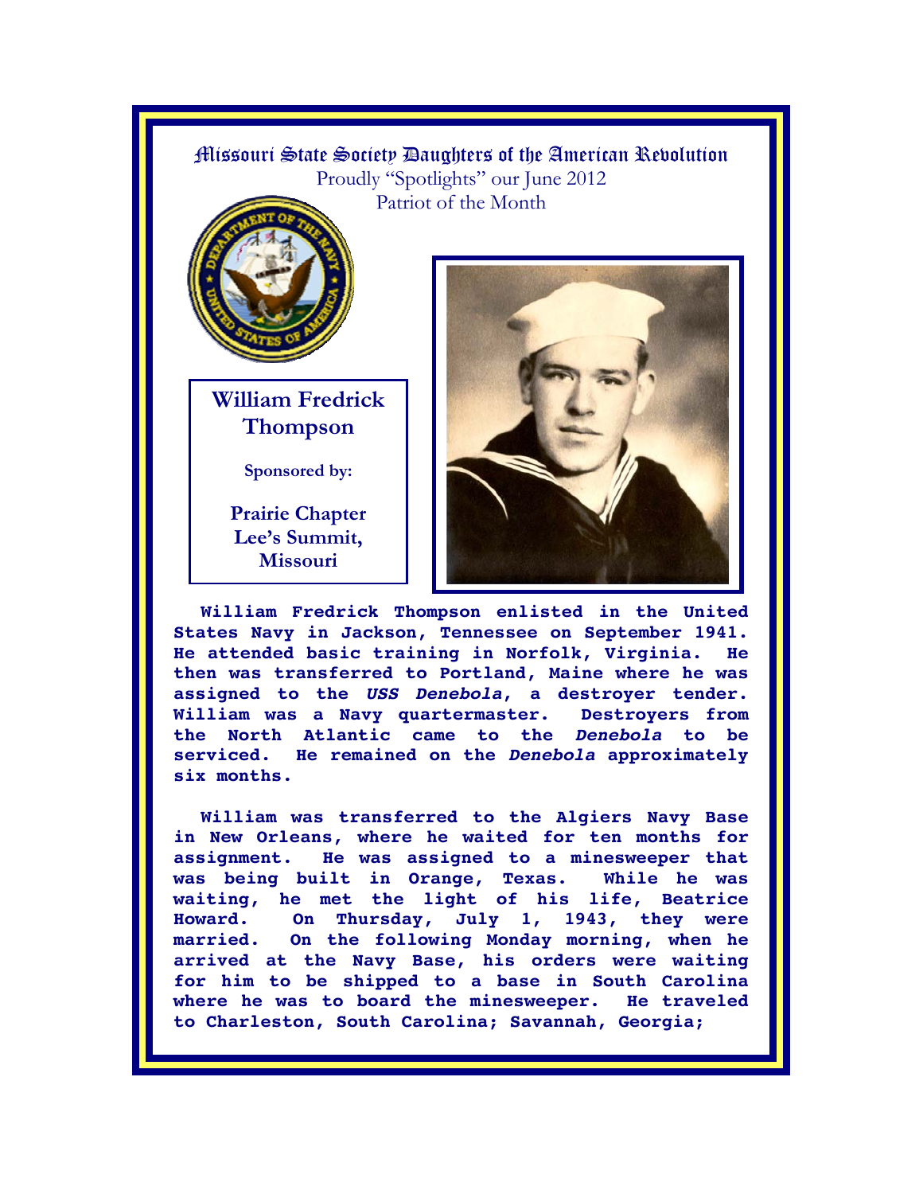# Missouri State Society Daughters of the American Revolution

Proudly "Spotlights" our June 2012
Patriot of the Month

## William Fredrick Thompson

**Sponsored by:**

**Prairie Chapter**
**Lee's Summit, Missouri**

**William Fredrick Thompson enlisted in the United States Navy in Jackson, Tennessee on September 1941. He attended basic training in Norfolk, Virginia. He then was transferred to Portland, Maine where he was assigned to the *USS Denebola*, a destroyer tender. William was a Navy quartermaster. Destroyers from the North Atlantic came to the *Denebola* to be serviced. He remained on the *Denebola* approximately six months.**

**William was transferred to the Algiers Navy Base in New Orleans, where he waited for ten months for assignment. He was assigned to a minesweeper that was being built in Orange, Texas. While he was waiting, he met the light of his life, Beatrice Howard. On Thursday, July 1, 1943, they were married. On the following Monday morning, when he arrived at the Navy Base, his orders were waiting for him to be shipped to a base in South Carolina where he was to board the minesweeper. He traveled to Charleston, South Carolina; Savannah, Georgia;**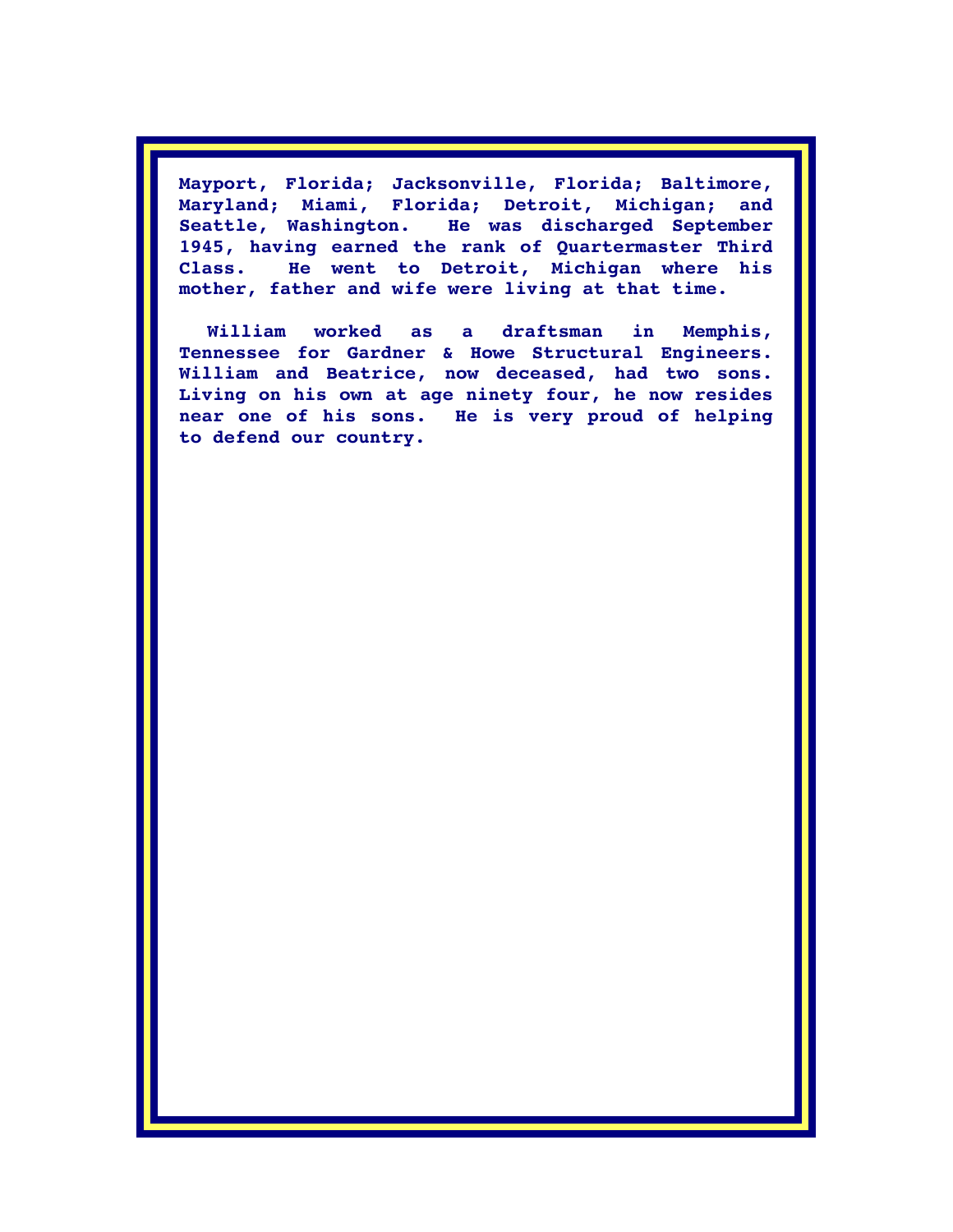Mayport, Florida; Jacksonville, Florida; Baltimore, Maryland; Miami, Florida; Detroit, Michigan; and Seattle, Washington. He was discharged September 1945, having earned the rank of Quartermaster Third Class. He went to Detroit, Michigan where his mother, father and wife were living at that time.

William worked as a draftsman in Memphis, Tennessee for Gardner & Howe Structural Engineers. William and Beatrice, now deceased, had two sons. Living on his own at age ninety four, he now resides near one of his sons. He is very proud of helping to defend our country.